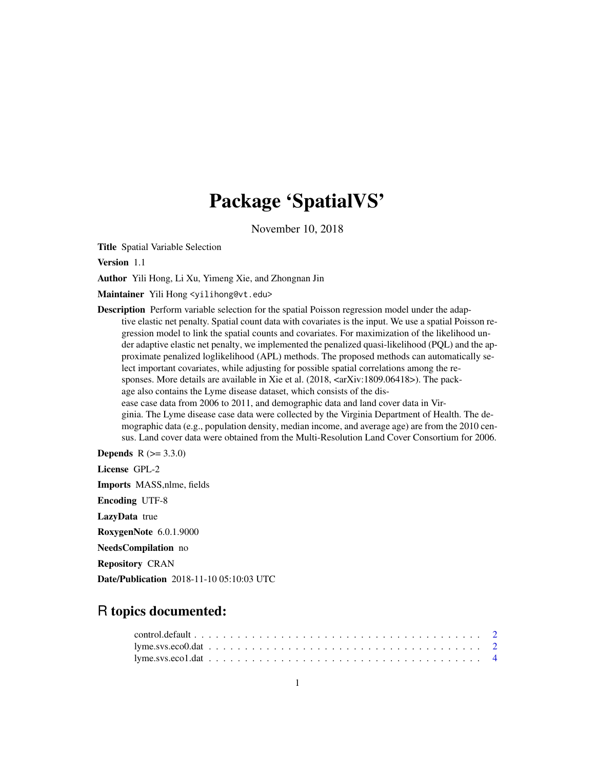# Package 'SpatialVS'

November 10, 2018

**Title** Spatial Variable Selection

**Version** 1.1

**Author** Yili Hong, Li Xu, Yimeng Xie, and Zhongnan Jin

**Maintainer** Yili Hong <yilihong@vt.edu>

**Description** Perform variable selection for the spatial Poisson regression model under the adaptive elastic net penalty. Spatial count data with covariates is the input. We use a spatial Poisson regression model to link the spatial counts and covariates. For maximization of the likelihood under adaptive elastic net penalty, we implemented the penalized quasi-likelihood (PQL) and the approximate penalized loglikelihood (APL) methods. The proposed methods can automatically select important covariates, while adjusting for possible spatial correlations among the responses. More details are available in Xie et al. (2018, <arXiv:1809.06418>). The package also contains the Lyme disease dataset, which consists of the disease case data from 2006 to 2011, and demographic data and land cover data in Virginia. The Lyme disease case data were collected by the Virginia Department of Health. The demographic data (e.g., population density, median income, and average age) are from the 2010 census. Land cover data were obtained from the Multi-Resolution Land Cover Consortium for 2006.

**Depends** R (>= 3.3.0)

**License** GPL-2

**Imports** MASS,nlme, fields

**Encoding** UTF-8

**LazyData** true

**RoxygenNote** 6.0.1.9000

**NeedsCompilation** no

**Repository** CRAN

**Date/Publication** 2018-11-10 05:10:03 UTC

## R topics documented:

control.default . . . . . . . . . . . . . . . . . . . . . . . . . . . . . . . . . . . . . . . . . 2
lyme.svs.eco0.dat . . . . . . . . . . . . . . . . . . . . . . . . . . . . . . . . . . . . . . . 2
lyme.svs.eco1.dat . . . . . . . . . . . . . . . . . . . . . . . . . . . . . . . . . . . . . . . 4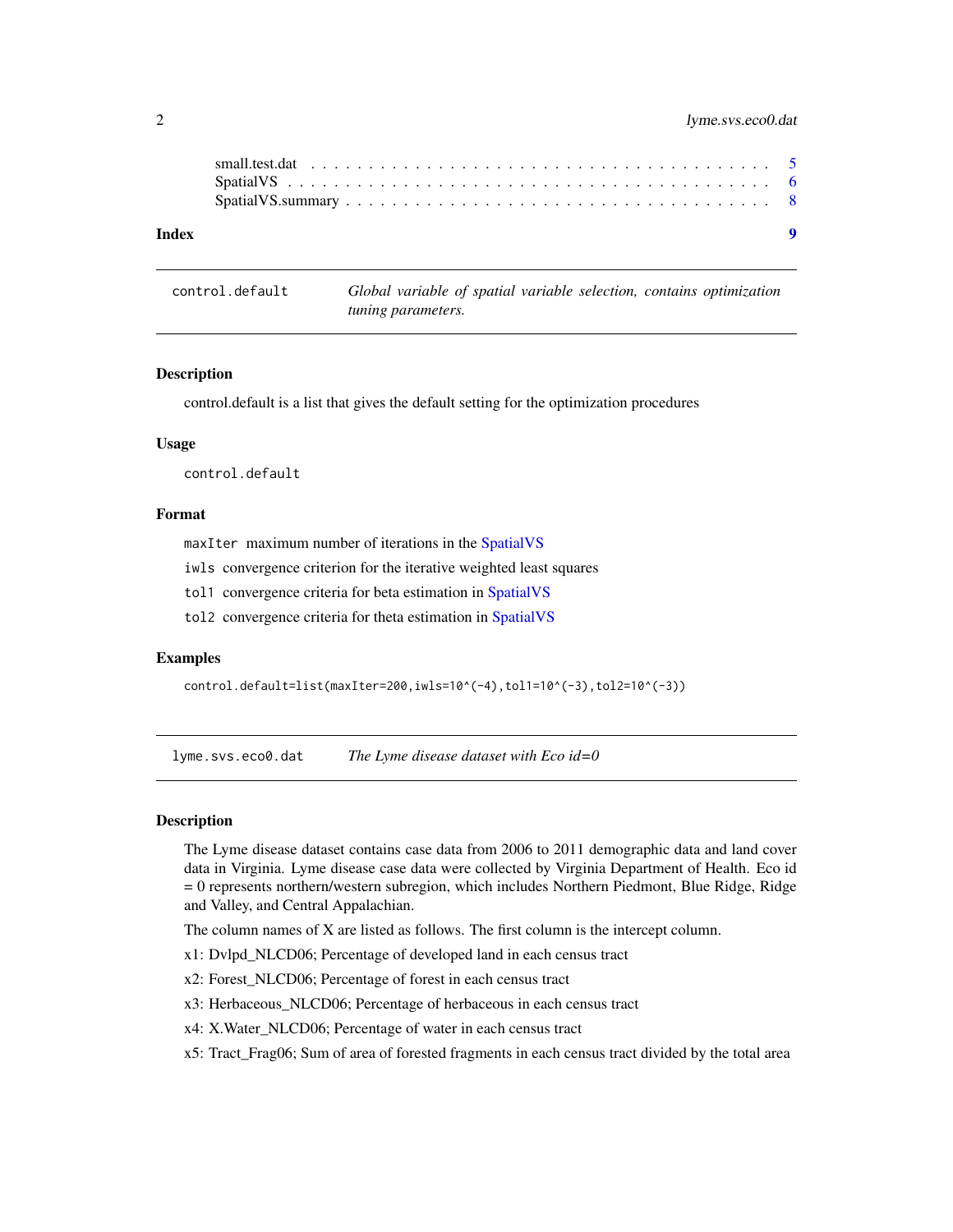small.test.dat . . . . . . . . . . . . . . . . . . . . . . . . . . . . . . . . . . . . 5
SpatialVS . . . . . . . . . . . . . . . . . . . . . . . . . . . . . . . . . . . . . . . 6
SpatialVS.summary . . . . . . . . . . . . . . . . . . . . . . . . . . . . . . . . . . 8

**Index** **9**

---

`control.default` *Global variable of spatial variable selection, contains optimization tuning parameters.*

---

### Description

control.default is a list that gives the default setting for the optimization procedures

### Usage

```
control.default
```

### Format

`maxIter` maximum number of iterations in the SpatialVS

`iwls` convergence criterion for the iterative weighted least squares

`tol1` convergence criteria for beta estimation in SpatialVS

`tol2` convergence criteria for theta estimation in SpatialVS

### Examples

```
control.default=list(maxIter=200,iwls=10^(-4),tol1=10^(-3),tol2=10^(-3))
```

---

`lyme.svs.eco0.dat` *The Lyme disease dataset with Eco id=0*

---

### Description

The Lyme disease dataset contains case data from 2006 to 2011 demographic data and land cover data in Virginia. Lyme disease case data were collected by Virginia Department of Health. Eco id = 0 represents northern/western subregion, which includes Northern Piedmont, Blue Ridge, Ridge and Valley, and Central Appalachian.

The column names of X are listed as follows. The first column is the intercept column.

x1: Dvlpd_NLCD06; Percentage of developed land in each census tract

x2: Forest_NLCD06; Percentage of forest in each census tract

x3: Herbaceous_NLCD06; Percentage of herbaceous in each census tract

x4: X.Water_NLCD06; Percentage of water in each census tract

x5: Tract_Frag06; Sum of area of forested fragments in each census tract divided by the total area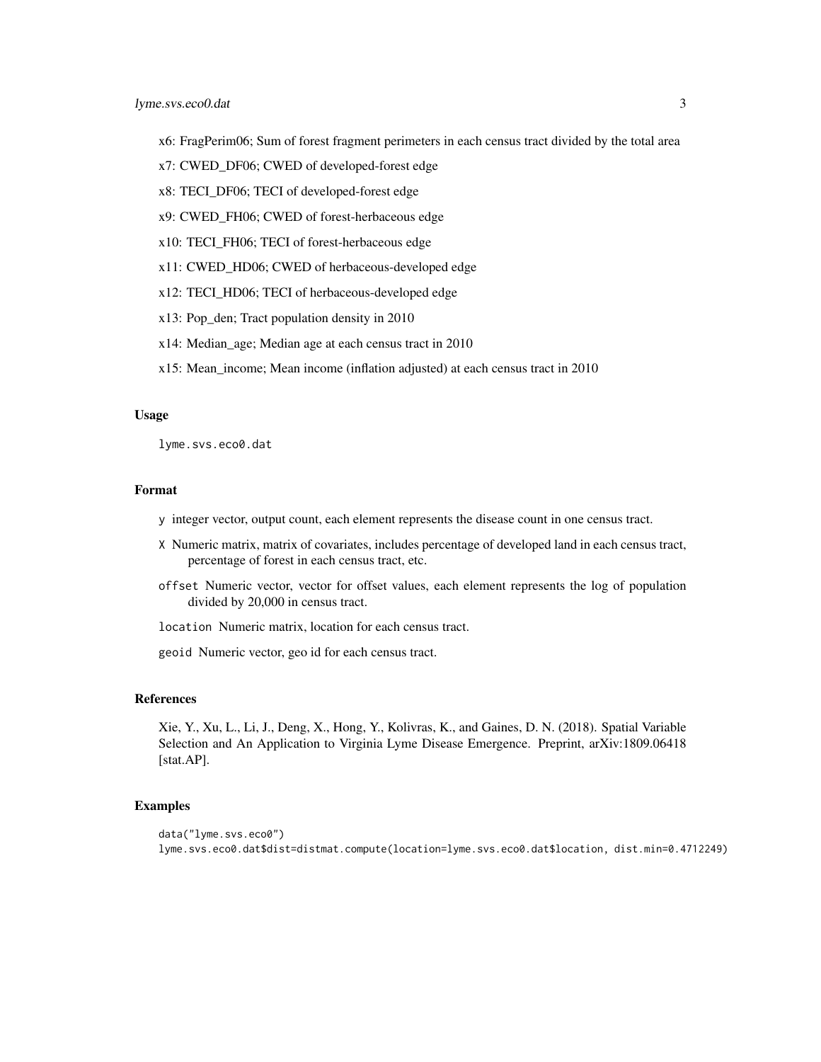x6: FragPerim06; Sum of forest fragment perimeters in each census tract divided by the total area

x7: CWED_DF06; CWED of developed-forest edge

x8: TECI_DF06; TECI of developed-forest edge

x9: CWED_FH06; CWED of forest-herbaceous edge

x10: TECI_FH06; TECI of forest-herbaceous edge

x11: CWED_HD06; CWED of herbaceous-developed edge

x12: TECI_HD06; TECI of herbaceous-developed edge

x13: Pop_den; Tract population density in 2010

x14: Median_age; Median age at each census tract in 2010

x15: Mean_income; Mean income (inflation adjusted) at each census tract in 2010

## Usage

```
lyme.svs.eco0.dat
```

## Format

- `y` integer vector, output count, each element represents the disease count in one census tract.
- `X` Numeric matrix, matrix of covariates, includes percentage of developed land in each census tract, percentage of forest in each census tract, etc.
- `offset` Numeric vector, vector for offset values, each element represents the log of population divided by 20,000 in census tract.
- `location` Numeric matrix, location for each census tract.
- `geoid` Numeric vector, geo id for each census tract.

## References

Xie, Y., Xu, L., Li, J., Deng, X., Hong, Y., Kolivras, K., and Gaines, D. N. (2018). Spatial Variable Selection and An Application to Virginia Lyme Disease Emergence. Preprint, arXiv:1809.06418 [stat.AP].

## Examples

```
data("lyme.svs.eco0")
lyme.svs.eco0.dat$dist=distmat.compute(location=lyme.svs.eco0.dat$location, dist.min=0.4712249)
```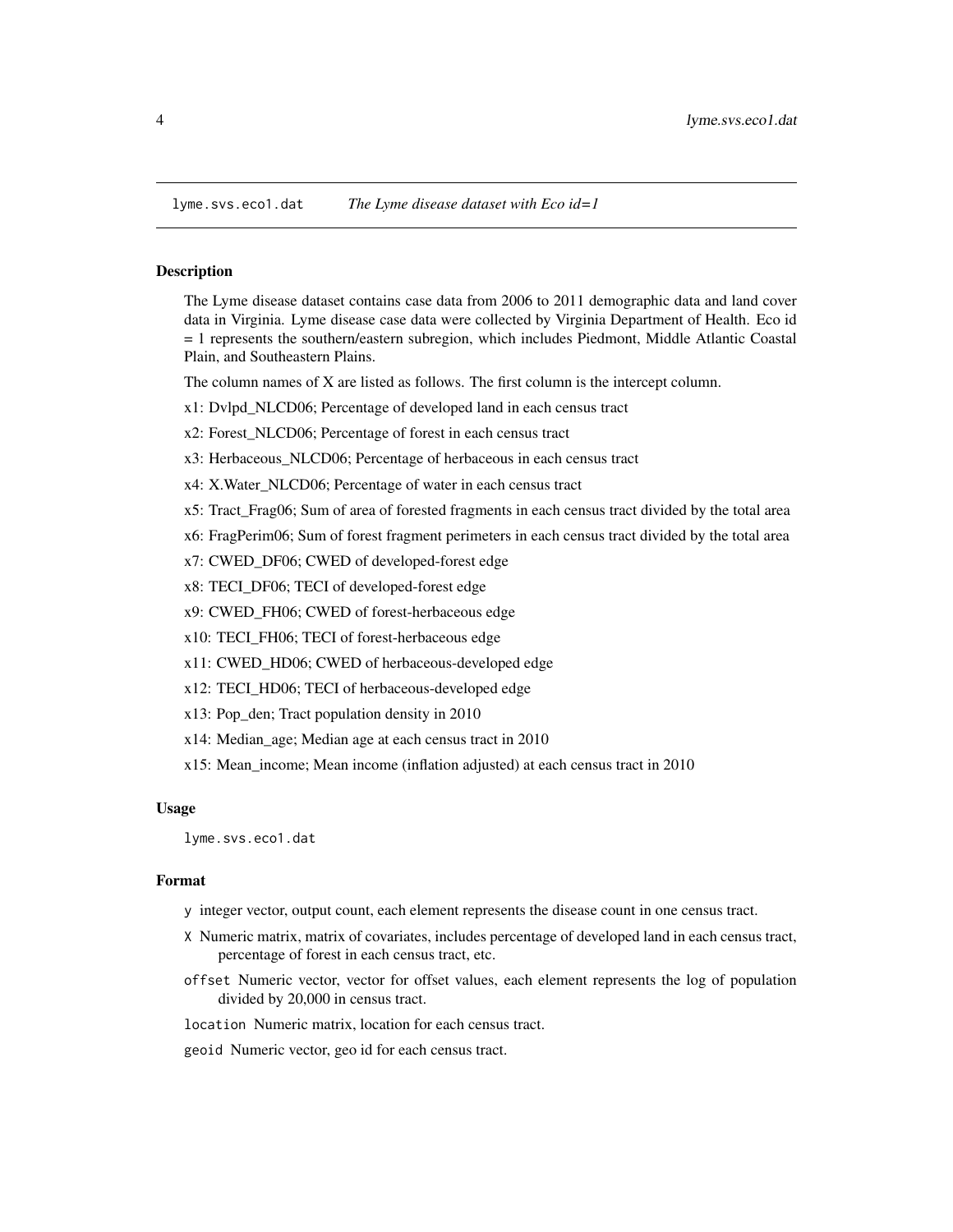`lyme.svs.eco1.dat` *The Lyme disease dataset with Eco id=1*

## Description

The Lyme disease dataset contains case data from 2006 to 2011 demographic data and land cover data in Virginia. Lyme disease case data were collected by Virginia Department of Health. Eco id = 1 represents the southern/eastern subregion, which includes Piedmont, Middle Atlantic Coastal Plain, and Southeastern Plains.

The column names of X are listed as follows. The first column is the intercept column.

x1: Dvlpd_NLCD06; Percentage of developed land in each census tract

x2: Forest_NLCD06; Percentage of forest in each census tract

x3: Herbaceous_NLCD06; Percentage of herbaceous in each census tract

x4: X.Water_NLCD06; Percentage of water in each census tract

x5: Tract_Frag06; Sum of area of forested fragments in each census tract divided by the total area

x6: FragPerim06; Sum of forest fragment perimeters in each census tract divided by the total area

x7: CWED_DF06; CWED of developed-forest edge

x8: TECI_DF06; TECI of developed-forest edge

x9: CWED_FH06; CWED of forest-herbaceous edge

x10: TECI_FH06; TECI of forest-herbaceous edge

x11: CWED_HD06; CWED of herbaceous-developed edge

x12: TECI_HD06; TECI of herbaceous-developed edge

x13: Pop_den; Tract population density in 2010

x14: Median_age; Median age at each census tract in 2010

x15: Mean_income; Mean income (inflation adjusted) at each census tract in 2010

## Usage

```
lyme.svs.eco1.dat
```

## Format

`y` integer vector, output count, each element represents the disease count in one census tract.

`X` Numeric matrix, matrix of covariates, includes percentage of developed land in each census tract, percentage of forest in each census tract, etc.

`offset` Numeric vector, vector for offset values, each element represents the log of population divided by 20,000 in census tract.

`location` Numeric matrix, location for each census tract.

`geoid` Numeric vector, geo id for each census tract.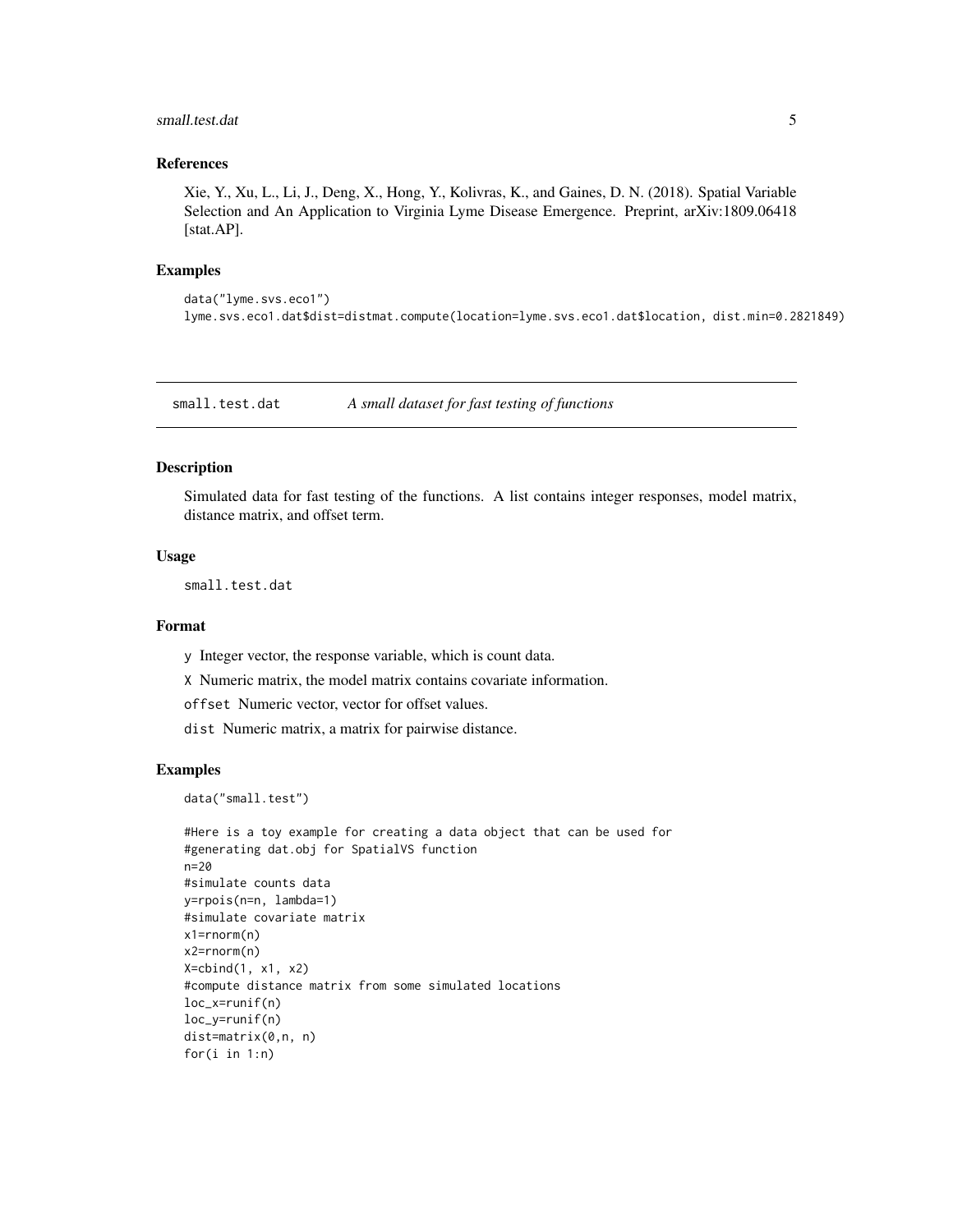### References

Xie, Y., Xu, L., Li, J., Deng, X., Hong, Y., Kolivras, K., and Gaines, D. N. (2018). Spatial Variable Selection and An Application to Virginia Lyme Disease Emergence. Preprint, arXiv:1809.06418 [stat.AP].

### Examples

```
data("lyme.svs.eco1")
lyme.svs.eco1.dat$dist=distmat.compute(location=lyme.svs.eco1.dat$location, dist.min=0.2821849)
```

## small.test.dat *A small dataset for fast testing of functions*

### Description

Simulated data for fast testing of the functions. A list contains integer responses, model matrix, distance matrix, and offset term.

### Usage

```
small.test.dat
```

### Format

y Integer vector, the response variable, which is count data.

X Numeric matrix, the model matrix contains covariate information.

offset Numeric vector, vector for offset values.

dist Numeric matrix, a matrix for pairwise distance.

### Examples

```
data("small.test")

#Here is a toy example for creating a data object that can be used for
#generating dat.obj for SpatialVS function
n=20
#simulate counts data
y=rpois(n=n, lambda=1)
#simulate covariate matrix
x1=rnorm(n)
x2=rnorm(n)
X=cbind(1, x1, x2)
#compute distance matrix from some simulated locations
loc_x=runif(n)
loc_y=runif(n)
dist=matrix(0,n, n)
for(i in 1:n)
```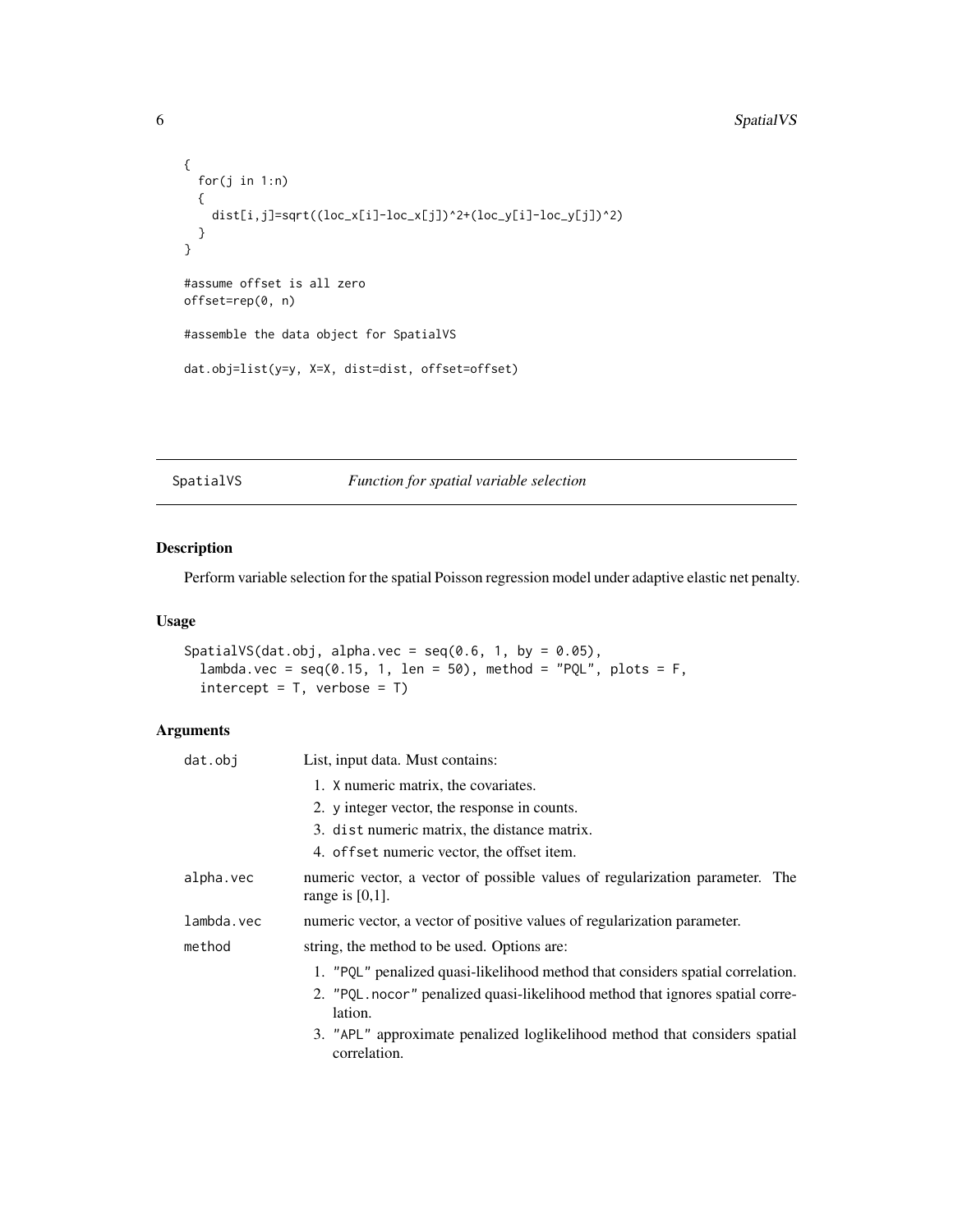```
{
  for(j in 1:n)
  {
    dist[i,j]=sqrt((loc_x[i]-loc_x[j])^2+(loc_y[i]-loc_y[j])^2)
  }
}

#assume offset is all zero
offset=rep(0, n)

#assemble the data object for SpatialVS

dat.obj=list(y=y, X=X, dist=dist, offset=offset)
```

## SpatialVS — *Function for spatial variable selection*

### Description

Perform variable selection for the spatial Poisson regression model under adaptive elastic net penalty.

### Usage

```
SpatialVS(dat.obj, alpha.vec = seq(0.6, 1, by = 0.05),
  lambda.vec = seq(0.15, 1, len = 50), method = "PQL", plots = F,
  intercept = T, verbose = T)
```

### Arguments

`dat.obj` — List, input data. Must contains:

1. `X` numeric matrix, the covariates.
2. `y` integer vector, the response in counts.
3. `dist` numeric matrix, the distance matrix.
4. `offset` numeric vector, the offset item.

`alpha.vec` — numeric vector, a vector of possible values of regularization parameter. The range is [0,1].

`lambda.vec` — numeric vector, a vector of positive values of regularization parameter.

`method` — string, the method to be used. Options are:

1. `"PQL"` penalized quasi-likelihood method that considers spatial correlation.
2. `"PQL.nocor"` penalized quasi-likelihood method that ignores spatial correlation.
3. `"APL"` approximate penalized loglikelihood method that considers spatial correlation.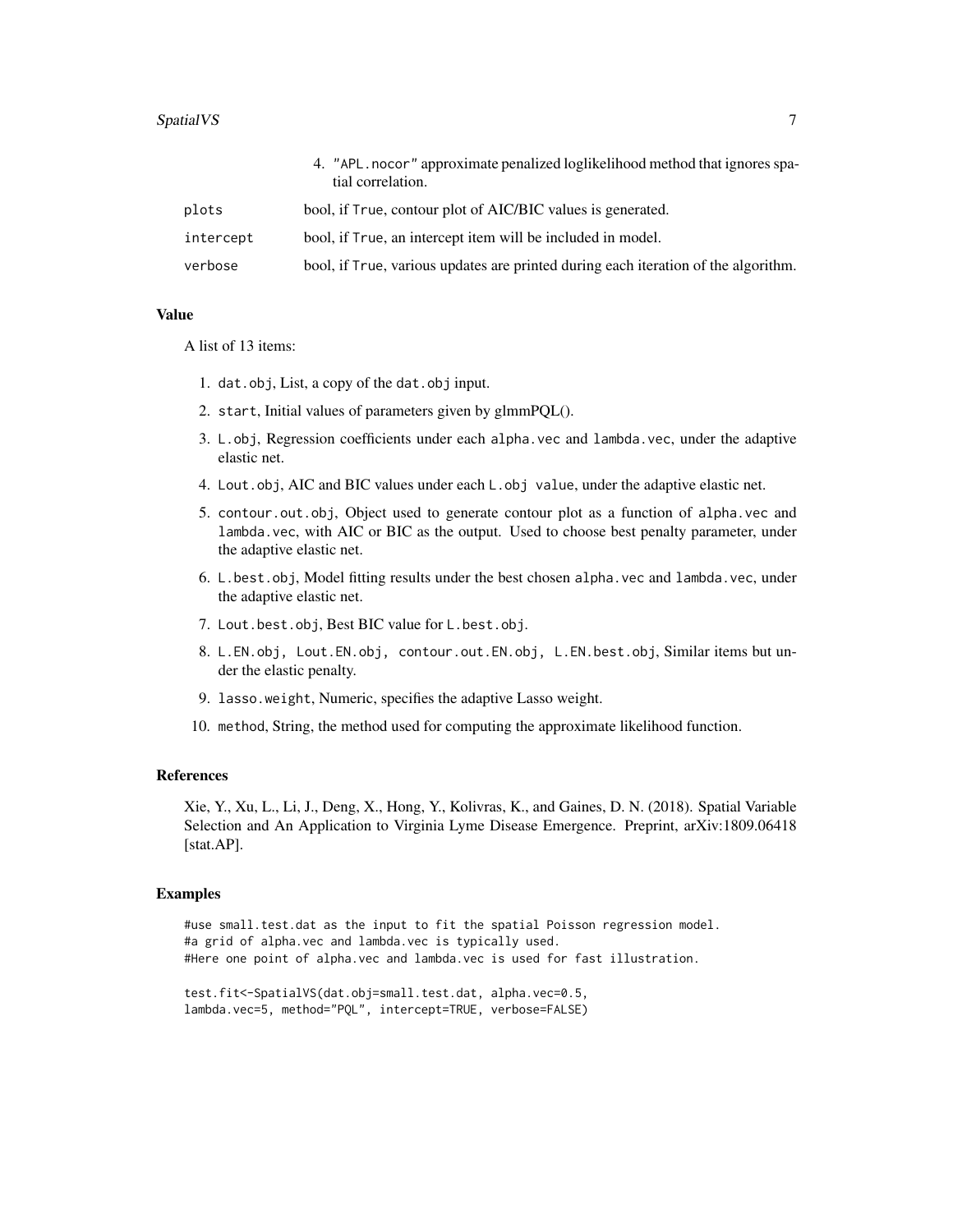4. "APL.nocor" approximate penalized loglikelihood method that ignores spatial correlation.

| | |
|---|---|
| plots | bool, if True, contour plot of AIC/BIC values is generated. |
| intercept | bool, if True, an intercept item will be included in model. |
| verbose | bool, if True, various updates are printed during each iteration of the algorithm. |

## Value

A list of 13 items:

1. dat.obj, List, a copy of the dat.obj input.
2. start, Initial values of parameters given by glmmPQL().
3. L.obj, Regression coefficients under each alpha.vec and lambda.vec, under the adaptive elastic net.
4. Lout.obj, AIC and BIC values under each L.obj value, under the adaptive elastic net.
5. contour.out.obj, Object used to generate contour plot as a function of alpha.vec and lambda.vec, with AIC or BIC as the output. Used to choose best penalty parameter, under the adaptive elastic net.
6. L.best.obj, Model fitting results under the best chosen alpha.vec and lambda.vec, under the adaptive elastic net.
7. Lout.best.obj, Best BIC value for L.best.obj.
8. L.EN.obj, Lout.EN.obj, contour.out.EN.obj, L.EN.best.obj, Similar items but under the elastic penalty.
9. lasso.weight, Numeric, specifies the adaptive Lasso weight.
10. method, String, the method used for computing the approximate likelihood function.

## References

Xie, Y., Xu, L., Li, J., Deng, X., Hong, Y., Kolivras, K., and Gaines, D. N. (2018). Spatial Variable Selection and An Application to Virginia Lyme Disease Emergence. Preprint, arXiv:1809.06418 [stat.AP].

## Examples

```
#use small.test.dat as the input to fit the spatial Poisson regression model.
#a grid of alpha.vec and lambda.vec is typically used.
#Here one point of alpha.vec and lambda.vec is used for fast illustration.

test.fit<-SpatialVS(dat.obj=small.test.dat, alpha.vec=0.5,
lambda.vec=5, method="PQL", intercept=TRUE, verbose=FALSE)
```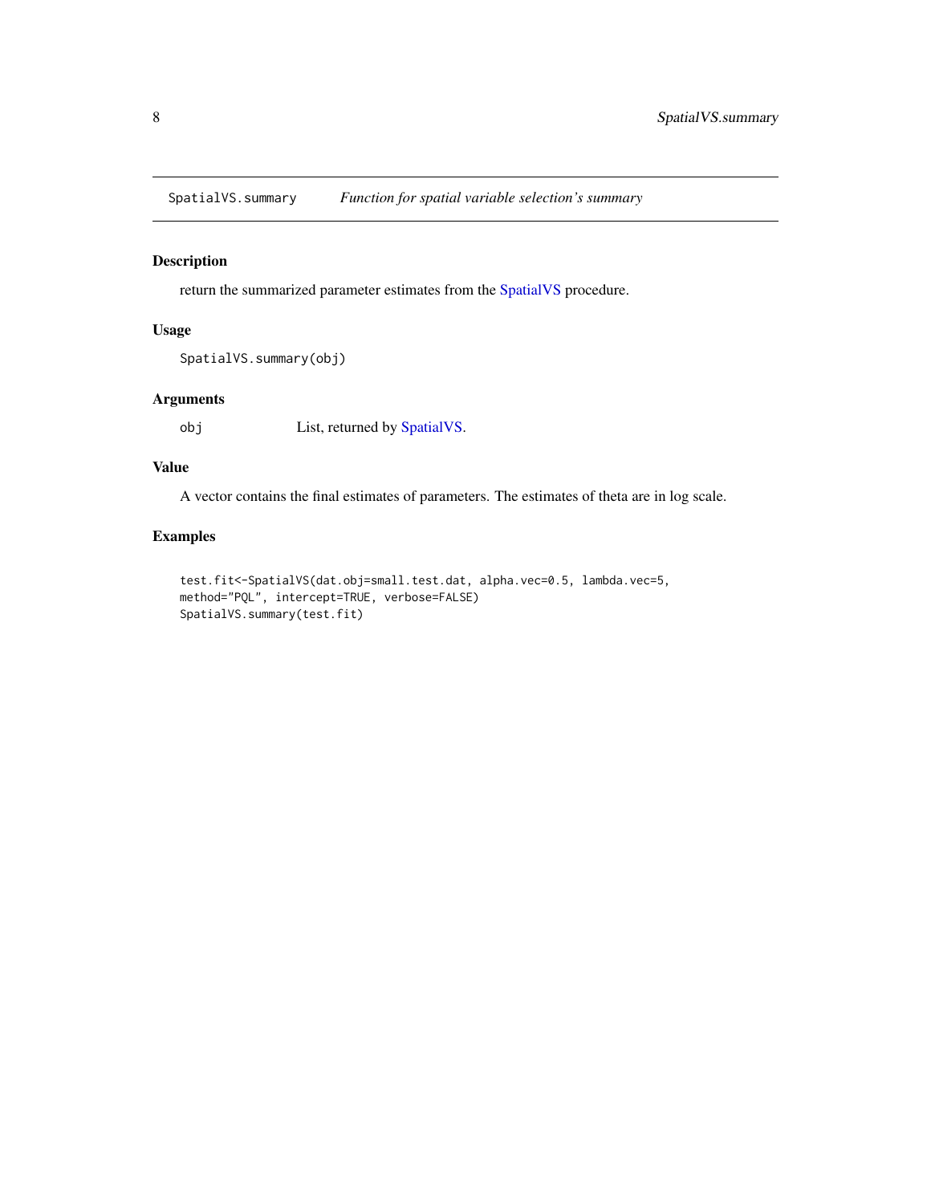SpatialVS.summary    *Function for spatial variable selection's summary*

## Description

return the summarized parameter estimates from the SpatialVS procedure.

## Usage

```
SpatialVS.summary(obj)
```

## Arguments

| | |
|---|---|
| obj | List, returned by SpatialVS. |

## Value

A vector contains the final estimates of parameters. The estimates of theta are in log scale.

## Examples

```
test.fit<-SpatialVS(dat.obj=small.test.dat, alpha.vec=0.5, lambda.vec=5,
method="PQL", intercept=TRUE, verbose=FALSE)
SpatialVS.summary(test.fit)
```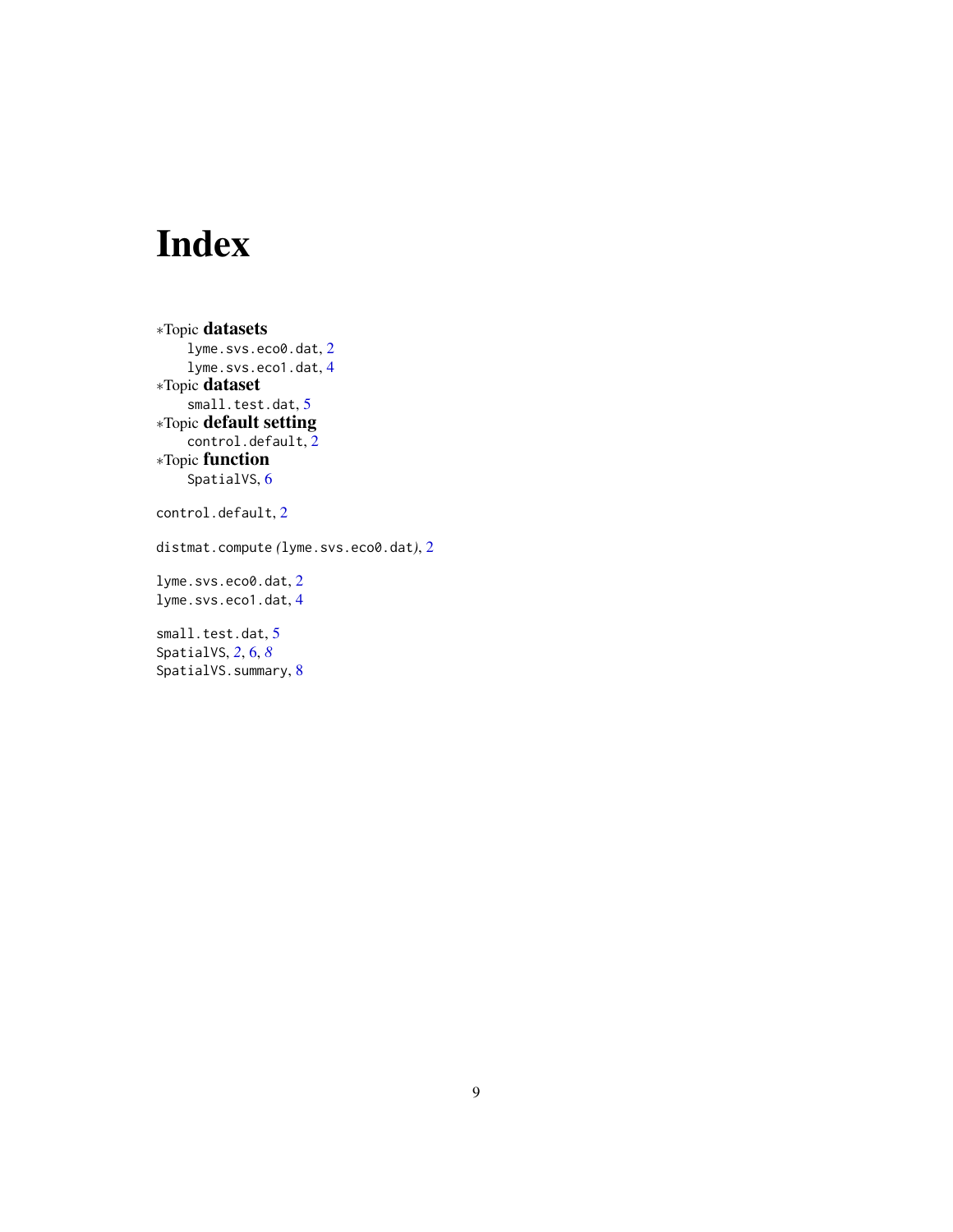# Index

*Topic **datasets**
  lyme.svs.eco0.dat, 2
  lyme.svs.eco1.dat, 4
*Topic **dataset**
  small.test.dat, 5
*Topic **default setting**
  control.default, 2
*Topic **function**
  SpatialVS, 6

control.default, 2

distmat.compute *(*lyme.svs.eco0.dat*)*, 2

lyme.svs.eco0.dat, 2
lyme.svs.eco1.dat, 4

small.test.dat, 5
SpatialVS, *2*, 6, *8*
SpatialVS.summary, 8